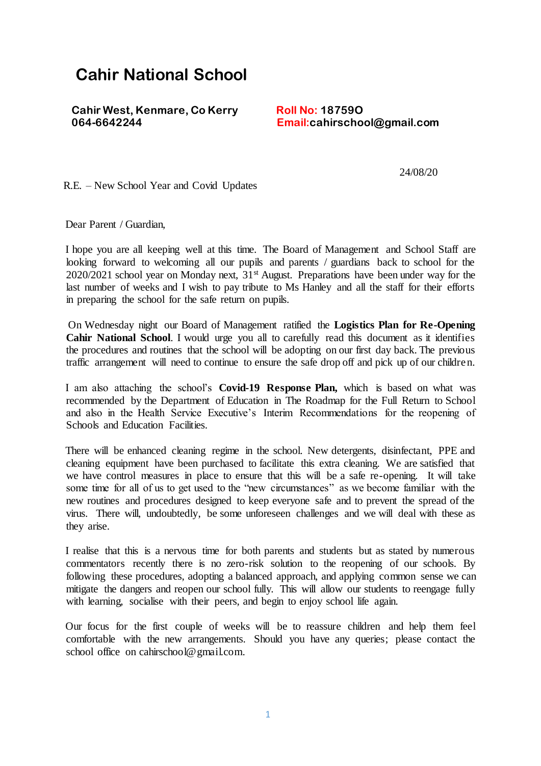# Cahir National School

**Cahir West, Kenmare, Co Kerry**
**064-6642244**

**Roll No: 18759O**
**Email:cahirschool@gmail.com**

24/08/20

R.E. – New School Year and Covid Updates

Dear Parent / Guardian,

I hope you are all keeping well at this time. The Board of Management and School Staff are looking forward to welcoming all our pupils and parents / guardians back to school for the 2020/2021 school year on Monday next, 31st August. Preparations have been under way for the last number of weeks and I wish to pay tribute to Ms Hanley and all the staff for their efforts in preparing the school for the safe return on pupils.

On Wednesday night our Board of Management ratified the **Logistics Plan for Re-Opening Cahir National School**. I would urge you all to carefully read this document as it identifies the procedures and routines that the school will be adopting on our first day back. The previous traffic arrangement will need to continue to ensure the safe drop off and pick up of our children.

I am also attaching the school's **Covid-19 Response Plan,** which is based on what was recommended by the Department of Education in The Roadmap for the Full Return to School and also in the Health Service Executive's Interim Recommendations for the reopening of Schools and Education Facilities.

There will be enhanced cleaning regime in the school. New detergents, disinfectant, PPE and cleaning equipment have been purchased to facilitate this extra cleaning. We are satisfied that we have control measures in place to ensure that this will be a safe re-opening. It will take some time for all of us to get used to the "new circumstances" as we become familiar with the new routines and procedures designed to keep everyone safe and to prevent the spread of the virus. There will, undoubtedly, be some unforeseen challenges and we will deal with these as they arise.

I realise that this is a nervous time for both parents and students but as stated by numerous commentators recently there is no zero-risk solution to the reopening of our schools. By following these procedures, adopting a balanced approach, and applying common sense we can mitigate the dangers and reopen our school fully. This will allow our students to reengage fully with learning, socialise with their peers, and begin to enjoy school life again.

Our focus for the first couple of weeks will be to reassure children and help them feel comfortable with the new arrangements. Should you have any queries; please contact the school office on cahirschool@gmail.com.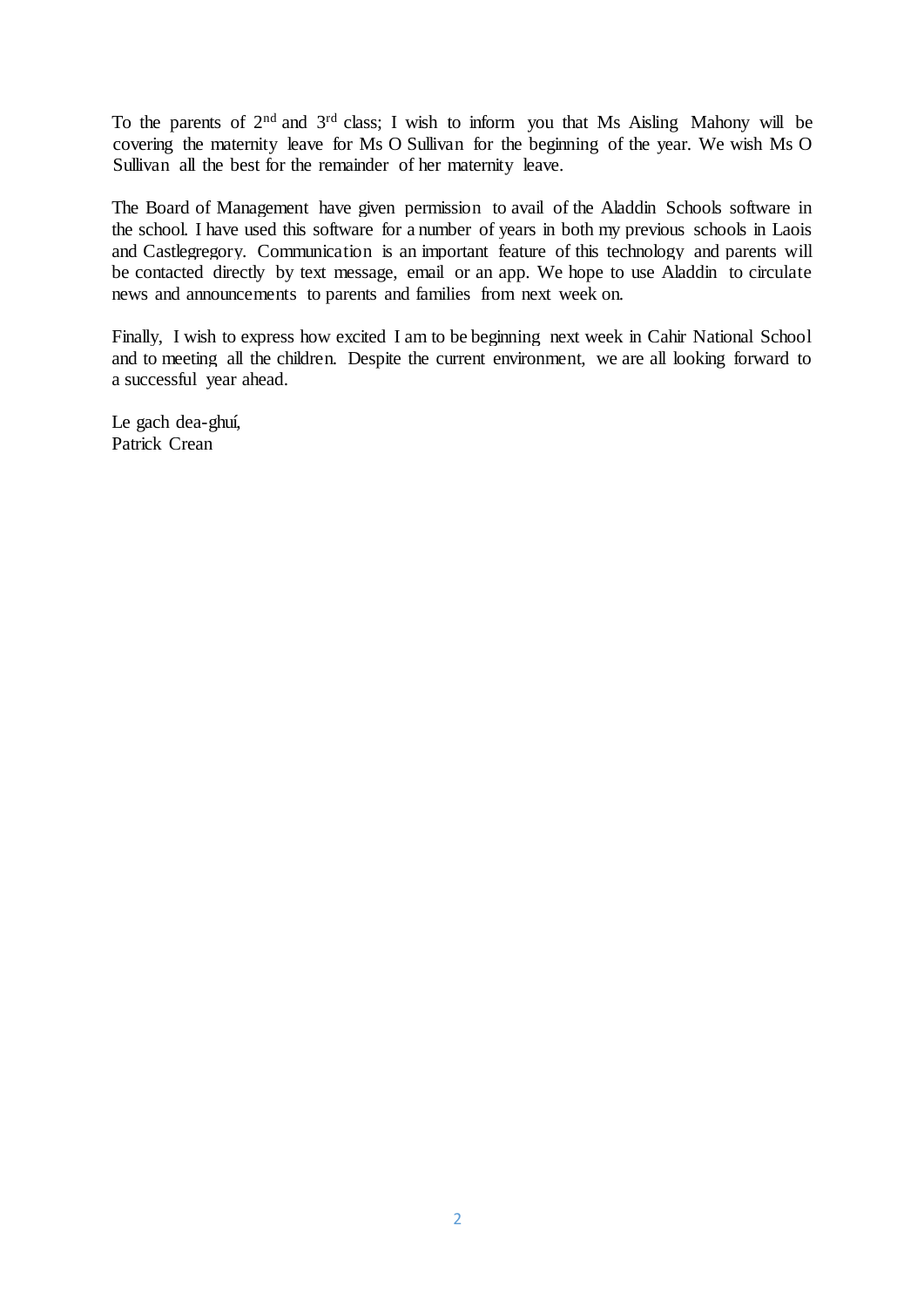To the parents of 2nd and 3rd class; I wish to inform you that Ms Aisling Mahony will be covering the maternity leave for Ms O Sullivan for the beginning of the year. We wish Ms O Sullivan all the best for the remainder of her maternity leave.

The Board of Management have given permission to avail of the Aladdin Schools software in the school. I have used this software for a number of years in both my previous schools in Laois and Castlegregory. Communication is an important feature of this technology and parents will be contacted directly by text message, email or an app. We hope to use Aladdin to circulate news and announcements to parents and families from next week on.

Finally, I wish to express how excited I am to be beginning next week in Cahir National School and to meeting all the children. Despite the current environment, we are all looking forward to a successful year ahead.

Le gach dea-ghuí,  
Patrick Crean